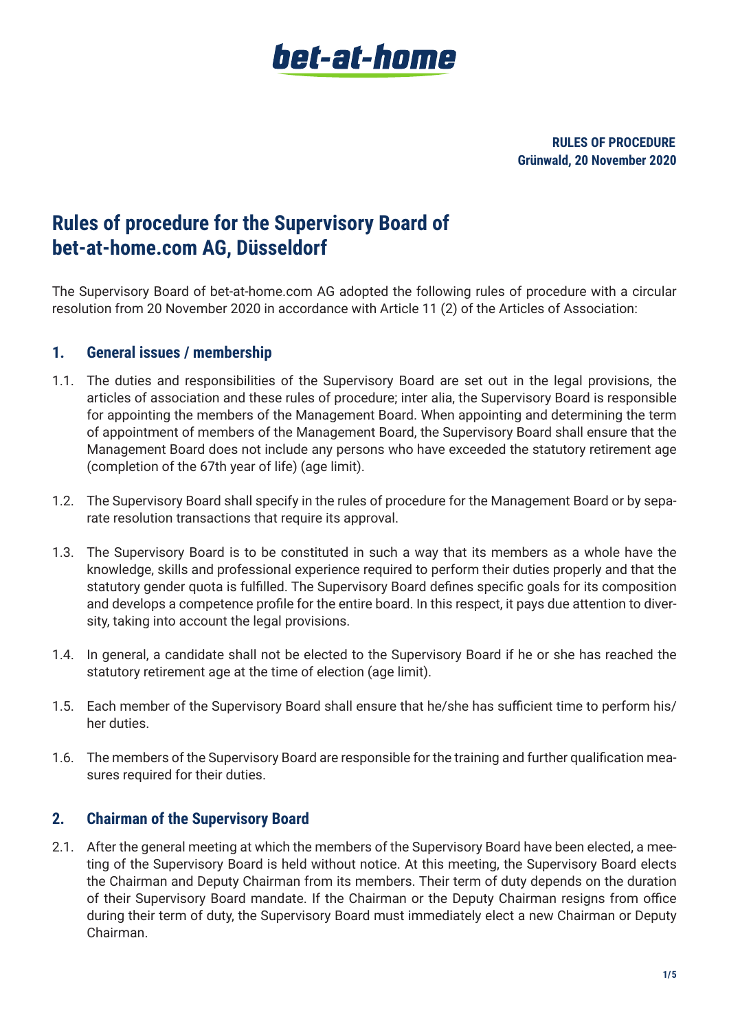**RULES OF PROCEDURE**
**Grünwald, 20 November 2020**

# Rules of procedure for the Supervisory Board of bet-at-home.com AG, Düsseldorf

The Supervisory Board of bet-at-home.com AG adopted the following rules of procedure with a circular resolution from 20 November 2020 in accordance with Article 11 (2) of the Articles of Association:

## 1. General issues / membership

1.1. The duties and responsibilities of the Supervisory Board are set out in the legal provisions, the articles of association and these rules of procedure; inter alia, the Supervisory Board is responsible for appointing the members of the Management Board. When appointing and determining the term of appointment of members of the Management Board, the Supervisory Board shall ensure that the Management Board does not include any persons who have exceeded the statutory retirement age (completion of the 67th year of life) (age limit).

1.2. The Supervisory Board shall specify in the rules of procedure for the Management Board or by separate resolution transactions that require its approval.

1.3. The Supervisory Board is to be constituted in such a way that its members as a whole have the knowledge, skills and professional experience required to perform their duties properly and that the statutory gender quota is fulfilled. The Supervisory Board defines specific goals for its composition and develops a competence profile for the entire board. In this respect, it pays due attention to diversity, taking into account the legal provisions.

1.4. In general, a candidate shall not be elected to the Supervisory Board if he or she has reached the statutory retirement age at the time of election (age limit).

1.5. Each member of the Supervisory Board shall ensure that he/she has sufficient time to perform his/her duties.

1.6. The members of the Supervisory Board are responsible for the training and further qualification measures required for their duties.

## 2. Chairman of the Supervisory Board

2.1. After the general meeting at which the members of the Supervisory Board have been elected, a meeting of the Supervisory Board is held without notice. At this meeting, the Supervisory Board elects the Chairman and Deputy Chairman from its members. Their term of duty depends on the duration of their Supervisory Board mandate. If the Chairman or the Deputy Chairman resigns from office during their term of duty, the Supervisory Board must immediately elect a new Chairman or Deputy Chairman.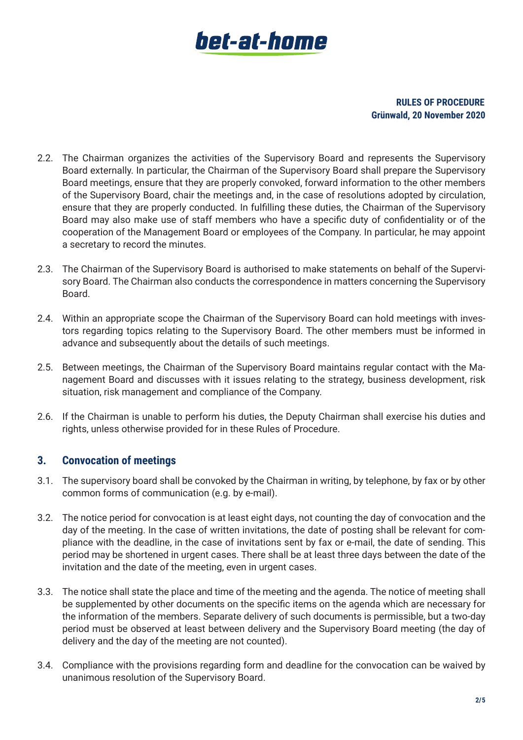2.2. The Chairman organizes the activities of the Supervisory Board and represents the Supervisory Board externally. In particular, the Chairman of the Supervisory Board shall prepare the Supervisory Board meetings, ensure that they are properly convoked, forward information to the other members of the Supervisory Board, chair the meetings and, in the case of resolutions adopted by circulation, ensure that they are properly conducted. In fulfilling these duties, the Chairman of the Supervisory Board may also make use of staff members who have a specific duty of confidentiality or of the cooperation of the Management Board or employees of the Company. In particular, he may appoint a secretary to record the minutes.

2.3. The Chairman of the Supervisory Board is authorised to make statements on behalf of the Supervisory Board. The Chairman also conducts the correspondence in matters concerning the Supervisory Board.

2.4. Within an appropriate scope the Chairman of the Supervisory Board can hold meetings with investors regarding topics relating to the Supervisory Board. The other members must be informed in advance and subsequently about the details of such meetings.

2.5. Between meetings, the Chairman of the Supervisory Board maintains regular contact with the Management Board and discusses with it issues relating to the strategy, business development, risk situation, risk management and compliance of the Company.

2.6. If the Chairman is unable to perform his duties, the Deputy Chairman shall exercise his duties and rights, unless otherwise provided for in these Rules of Procedure.

## 3. Convocation of meetings

3.1. The supervisory board shall be convoked by the Chairman in writing, by telephone, by fax or by other common forms of communication (e.g. by e-mail).

3.2. The notice period for convocation is at least eight days, not counting the day of convocation and the day of the meeting. In the case of written invitations, the date of posting shall be relevant for compliance with the deadline, in the case of invitations sent by fax or e-mail, the date of sending. This period may be shortened in urgent cases. There shall be at least three days between the date of the invitation and the date of the meeting, even in urgent cases.

3.3. The notice shall state the place and time of the meeting and the agenda. The notice of meeting shall be supplemented by other documents on the specific items on the agenda which are necessary for the information of the members. Separate delivery of such documents is permissible, but a two-day period must be observed at least between delivery and the Supervisory Board meeting (the day of delivery and the day of the meeting are not counted).

3.4. Compliance with the provisions regarding form and deadline for the convocation can be waived by unanimous resolution of the Supervisory Board.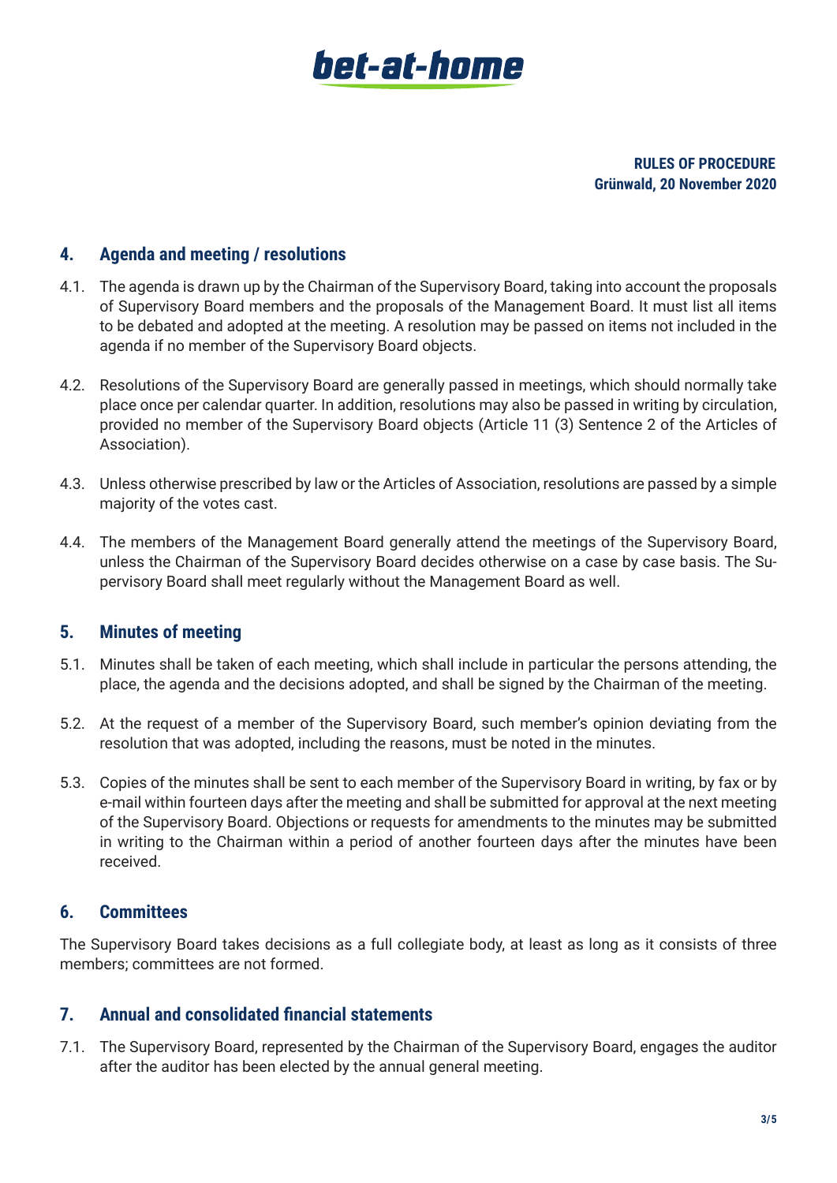**RULES OF PROCEDURE**
**Grünwald, 20 November 2020**

## 4. Agenda and meeting / resolutions

4.1. The agenda is drawn up by the Chairman of the Supervisory Board, taking into account the proposals of Supervisory Board members and the proposals of the Management Board. It must list all items to be debated and adopted at the meeting. A resolution may be passed on items not included in the agenda if no member of the Supervisory Board objects.

4.2. Resolutions of the Supervisory Board are generally passed in meetings, which should normally take place once per calendar quarter. In addition, resolutions may also be passed in writing by circulation, provided no member of the Supervisory Board objects (Article 11 (3) Sentence 2 of the Articles of Association).

4.3. Unless otherwise prescribed by law or the Articles of Association, resolutions are passed by a simple majority of the votes cast.

4.4. The members of the Management Board generally attend the meetings of the Supervisory Board, unless the Chairman of the Supervisory Board decides otherwise on a case by case basis. The Supervisory Board shall meet regularly without the Management Board as well.

## 5. Minutes of meeting

5.1. Minutes shall be taken of each meeting, which shall include in particular the persons attending, the place, the agenda and the decisions adopted, and shall be signed by the Chairman of the meeting.

5.2. At the request of a member of the Supervisory Board, such member's opinion deviating from the resolution that was adopted, including the reasons, must be noted in the minutes.

5.3. Copies of the minutes shall be sent to each member of the Supervisory Board in writing, by fax or by e-mail within fourteen days after the meeting and shall be submitted for approval at the next meeting of the Supervisory Board. Objections or requests for amendments to the minutes may be submitted in writing to the Chairman within a period of another fourteen days after the minutes have been received.

## 6. Committees

The Supervisory Board takes decisions as a full collegiate body, at least as long as it consists of three members; committees are not formed.

## 7. Annual and consolidated financial statements

7.1. The Supervisory Board, represented by the Chairman of the Supervisory Board, engages the auditor after the auditor has been elected by the annual general meeting.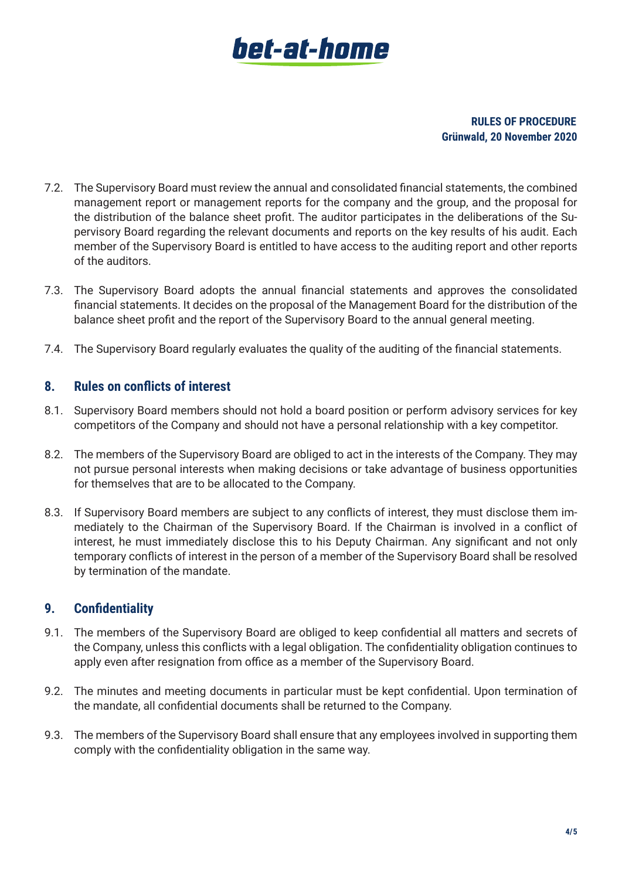7.2. The Supervisory Board must review the annual and consolidated financial statements, the combined management report or management reports for the company and the group, and the proposal for the distribution of the balance sheet profit. The auditor participates in the deliberations of the Supervisory Board regarding the relevant documents and reports on the key results of his audit. Each member of the Supervisory Board is entitled to have access to the auditing report and other reports of the auditors.

7.3. The Supervisory Board adopts the annual financial statements and approves the consolidated financial statements. It decides on the proposal of the Management Board for the distribution of the balance sheet profit and the report of the Supervisory Board to the annual general meeting.

7.4. The Supervisory Board regularly evaluates the quality of the auditing of the financial statements.

## 8. Rules on conflicts of interest

8.1. Supervisory Board members should not hold a board position or perform advisory services for key competitors of the Company and should not have a personal relationship with a key competitor.

8.2. The members of the Supervisory Board are obliged to act in the interests of the Company. They may not pursue personal interests when making decisions or take advantage of business opportunities for themselves that are to be allocated to the Company.

8.3. If Supervisory Board members are subject to any conflicts of interest, they must disclose them immediately to the Chairman of the Supervisory Board. If the Chairman is involved in a conflict of interest, he must immediately disclose this to his Deputy Chairman. Any significant and not only temporary conflicts of interest in the person of a member of the Supervisory Board shall be resolved by termination of the mandate.

## 9. Confidentiality

9.1. The members of the Supervisory Board are obliged to keep confidential all matters and secrets of the Company, unless this conflicts with a legal obligation. The confidentiality obligation continues to apply even after resignation from office as a member of the Supervisory Board.

9.2. The minutes and meeting documents in particular must be kept confidential. Upon termination of the mandate, all confidential documents shall be returned to the Company.

9.3. The members of the Supervisory Board shall ensure that any employees involved in supporting them comply with the confidentiality obligation in the same way.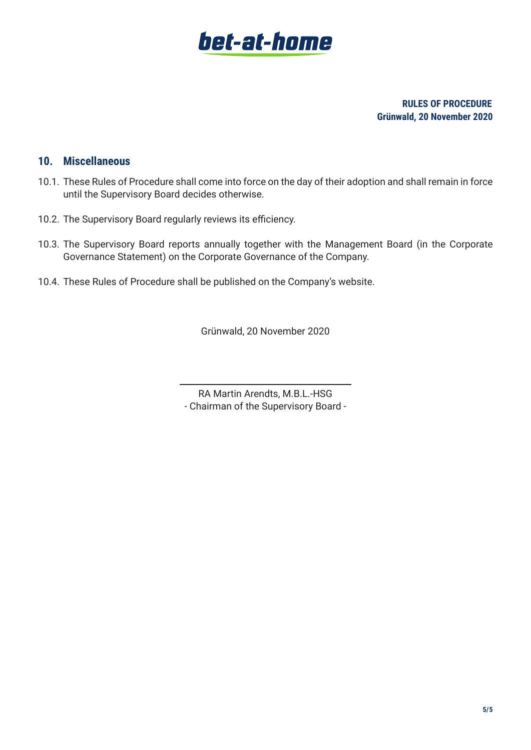## 10. Miscellaneous

10.1. These Rules of Procedure shall come into force on the day of their adoption and shall remain in force until the Supervisory Board decides otherwise.

10.2. The Supervisory Board regularly reviews its efficiency.

10.3. The Supervisory Board reports annually together with the Management Board (in the Corporate Governance Statement) on the Corporate Governance of the Company.

10.4. These Rules of Procedure shall be published on the Company's website.

Grünwald, 20 November 2020

RA Martin Arendts, M.B.L.-HSG
- Chairman of the Supervisory Board -